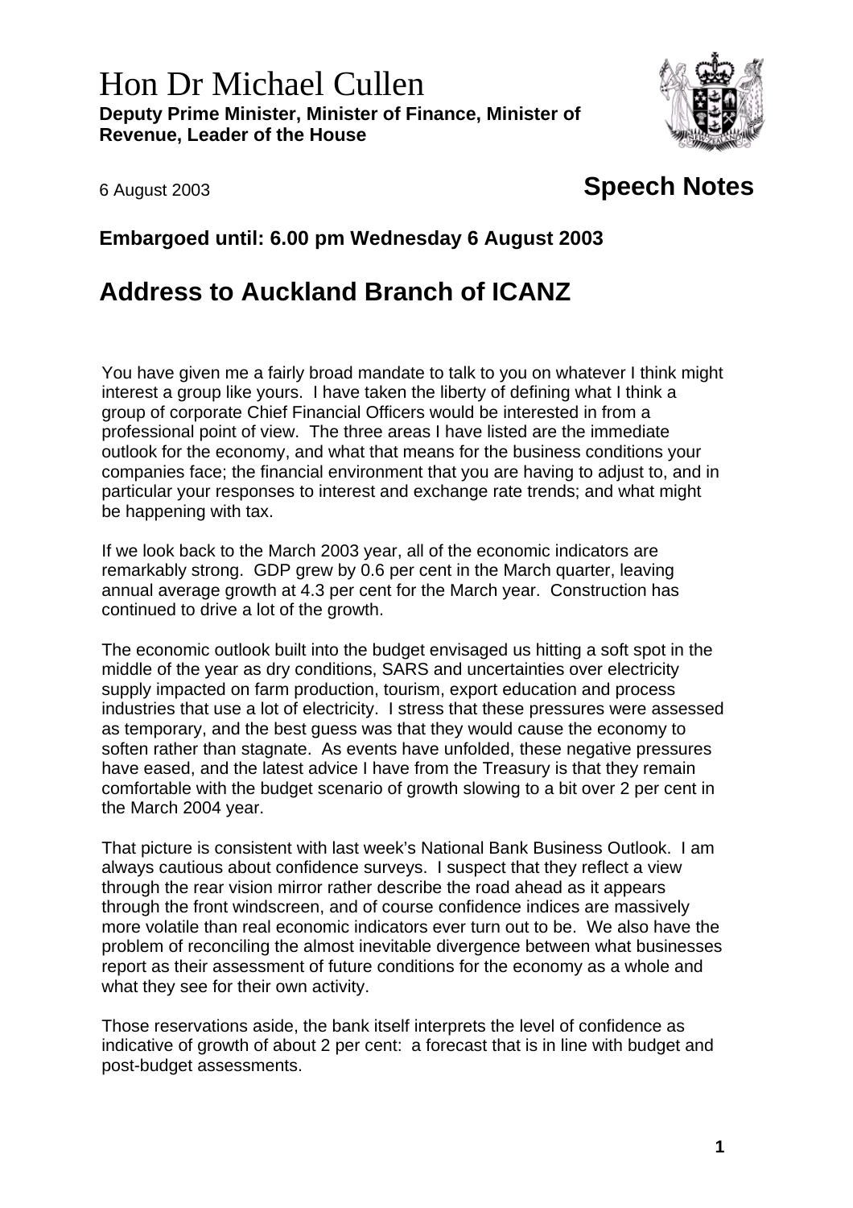# Hon Dr Michael Cullen

**Deputy Prime Minister, Minister of Finance, Minister of Revenue, Leader of the House**

6 August 2003

## Speech Notes

**Embargoed until: 6.00 pm Wednesday 6 August 2003**

## Address to Auckland Branch of ICANZ

You have given me a fairly broad mandate to talk to you on whatever I think might interest a group like yours. I have taken the liberty of defining what I think a group of corporate Chief Financial Officers would be interested in from a professional point of view. The three areas I have listed are the immediate outlook for the economy, and what that means for the business conditions your companies face; the financial environment that you are having to adjust to, and in particular your responses to interest and exchange rate trends; and what might be happening with tax.

If we look back to the March 2003 year, all of the economic indicators are remarkably strong. GDP grew by 0.6 per cent in the March quarter, leaving annual average growth at 4.3 per cent for the March year. Construction has continued to drive a lot of the growth.

The economic outlook built into the budget envisaged us hitting a soft spot in the middle of the year as dry conditions, SARS and uncertainties over electricity supply impacted on farm production, tourism, export education and process industries that use a lot of electricity. I stress that these pressures were assessed as temporary, and the best guess was that they would cause the economy to soften rather than stagnate. As events have unfolded, these negative pressures have eased, and the latest advice I have from the Treasury is that they remain comfortable with the budget scenario of growth slowing to a bit over 2 per cent in the March 2004 year.

That picture is consistent with last week's National Bank Business Outlook. I am always cautious about confidence surveys. I suspect that they reflect a view through the rear vision mirror rather describe the road ahead as it appears through the front windscreen, and of course confidence indices are massively more volatile than real economic indicators ever turn out to be. We also have the problem of reconciling the almost inevitable divergence between what businesses report as their assessment of future conditions for the economy as a whole and what they see for their own activity.

Those reservations aside, the bank itself interprets the level of confidence as indicative of growth of about 2 per cent: a forecast that is in line with budget and post-budget assessments.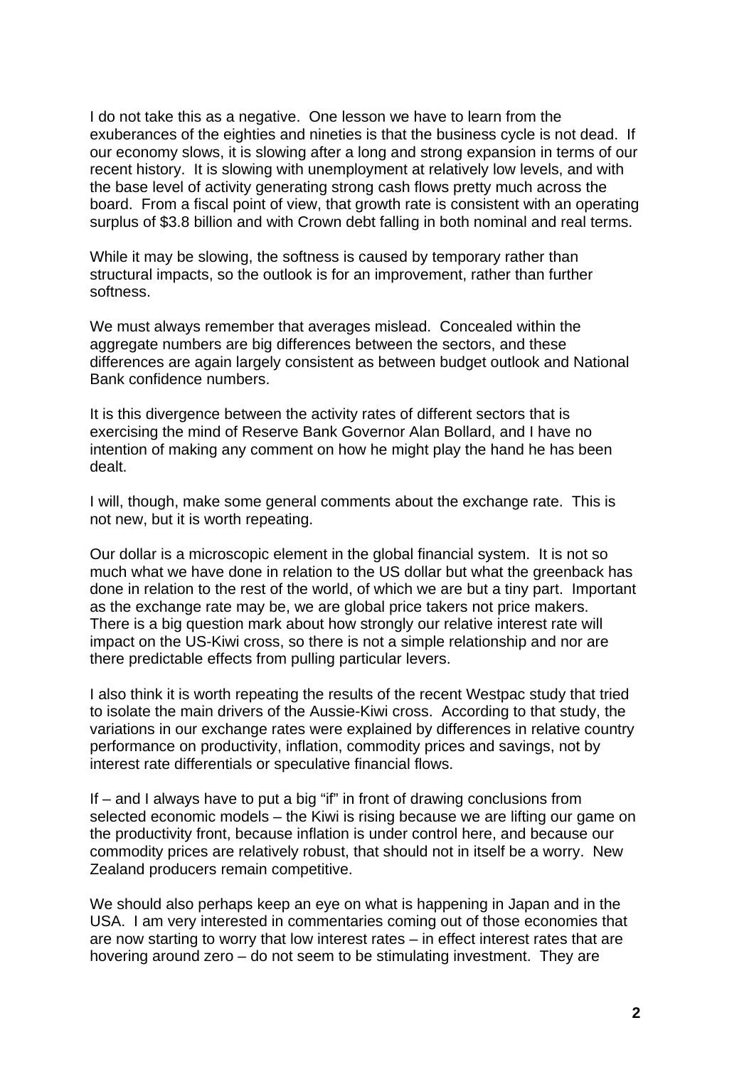I do not take this as a negative. One lesson we have to learn from the exuberances of the eighties and nineties is that the business cycle is not dead. If our economy slows, it is slowing after a long and strong expansion in terms of our recent history. It is slowing with unemployment at relatively low levels, and with the base level of activity generating strong cash flows pretty much across the board. From a fiscal point of view, that growth rate is consistent with an operating surplus of $3.8 billion and with Crown debt falling in both nominal and real terms.

While it may be slowing, the softness is caused by temporary rather than structural impacts, so the outlook is for an improvement, rather than further softness.

We must always remember that averages mislead. Concealed within the aggregate numbers are big differences between the sectors, and these differences are again largely consistent as between budget outlook and National Bank confidence numbers.

It is this divergence between the activity rates of different sectors that is exercising the mind of Reserve Bank Governor Alan Bollard, and I have no intention of making any comment on how he might play the hand he has been dealt.

I will, though, make some general comments about the exchange rate. This is not new, but it is worth repeating.

Our dollar is a microscopic element in the global financial system. It is not so much what we have done in relation to the US dollar but what the greenback has done in relation to the rest of the world, of which we are but a tiny part. Important as the exchange rate may be, we are global price takers not price makers. There is a big question mark about how strongly our relative interest rate will impact on the US-Kiwi cross, so there is not a simple relationship and nor are there predictable effects from pulling particular levers.

I also think it is worth repeating the results of the recent Westpac study that tried to isolate the main drivers of the Aussie-Kiwi cross. According to that study, the variations in our exchange rates were explained by differences in relative country performance on productivity, inflation, commodity prices and savings, not by interest rate differentials or speculative financial flows.

If – and I always have to put a big "if" in front of drawing conclusions from selected economic models – the Kiwi is rising because we are lifting our game on the productivity front, because inflation is under control here, and because our commodity prices are relatively robust, that should not in itself be a worry. New Zealand producers remain competitive.

We should also perhaps keep an eye on what is happening in Japan and in the USA. I am very interested in commentaries coming out of those economies that are now starting to worry that low interest rates – in effect interest rates that are hovering around zero – do not seem to be stimulating investment. They are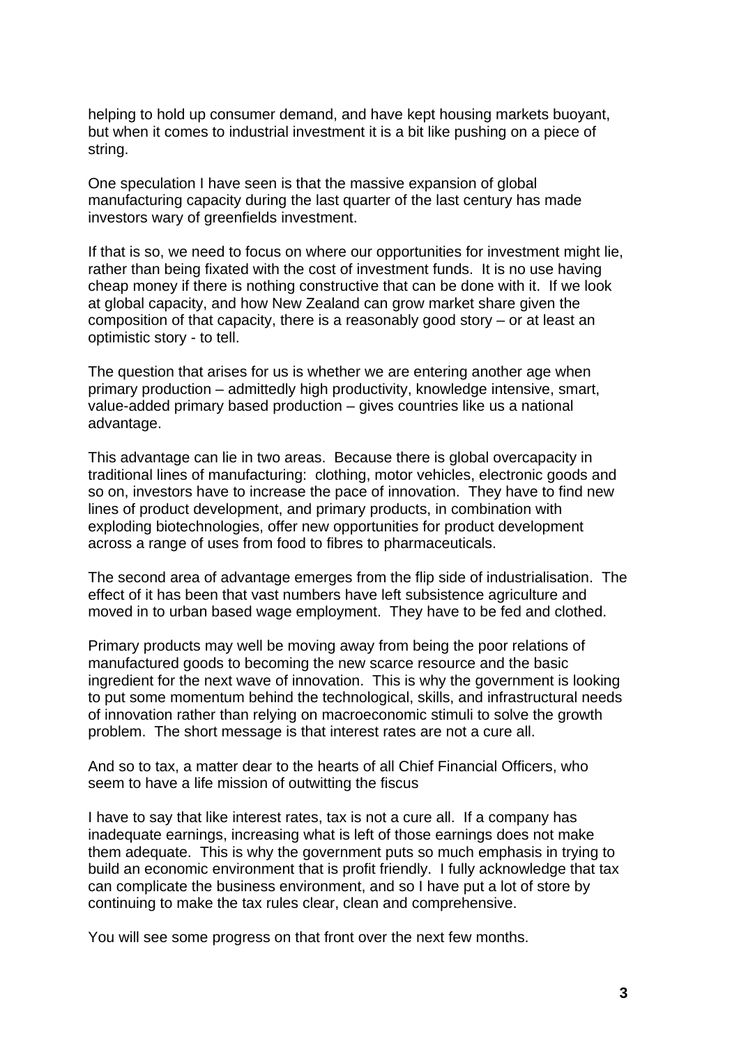helping to hold up consumer demand, and have kept housing markets buoyant, but when it comes to industrial investment it is a bit like pushing on a piece of string.

One speculation I have seen is that the massive expansion of global manufacturing capacity during the last quarter of the last century has made investors wary of greenfields investment.

If that is so, we need to focus on where our opportunities for investment might lie, rather than being fixated with the cost of investment funds. It is no use having cheap money if there is nothing constructive that can be done with it. If we look at global capacity, and how New Zealand can grow market share given the composition of that capacity, there is a reasonably good story – or at least an optimistic story - to tell.

The question that arises for us is whether we are entering another age when primary production – admittedly high productivity, knowledge intensive, smart, value-added primary based production – gives countries like us a national advantage.

This advantage can lie in two areas. Because there is global overcapacity in traditional lines of manufacturing: clothing, motor vehicles, electronic goods and so on, investors have to increase the pace of innovation. They have to find new lines of product development, and primary products, in combination with exploding biotechnologies, offer new opportunities for product development across a range of uses from food to fibres to pharmaceuticals.

The second area of advantage emerges from the flip side of industrialisation. The effect of it has been that vast numbers have left subsistence agriculture and moved in to urban based wage employment. They have to be fed and clothed.

Primary products may well be moving away from being the poor relations of manufactured goods to becoming the new scarce resource and the basic ingredient for the next wave of innovation. This is why the government is looking to put some momentum behind the technological, skills, and infrastructural needs of innovation rather than relying on macroeconomic stimuli to solve the growth problem. The short message is that interest rates are not a cure all.

And so to tax, a matter dear to the hearts of all Chief Financial Officers, who seem to have a life mission of outwitting the fiscus

I have to say that like interest rates, tax is not a cure all. If a company has inadequate earnings, increasing what is left of those earnings does not make them adequate. This is why the government puts so much emphasis in trying to build an economic environment that is profit friendly. I fully acknowledge that tax can complicate the business environment, and so I have put a lot of store by continuing to make the tax rules clear, clean and comprehensive.

You will see some progress on that front over the next few months.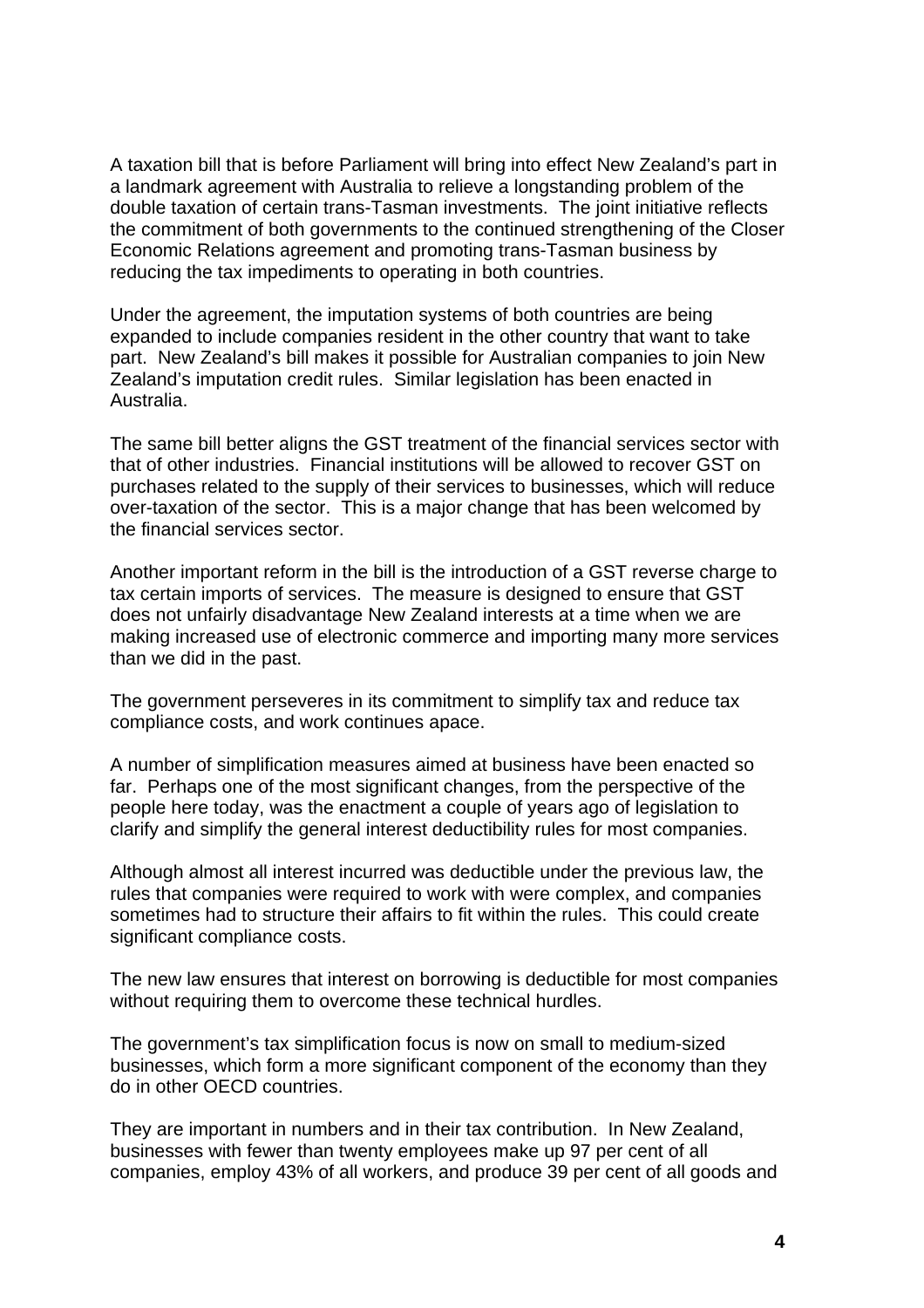A taxation bill that is before Parliament will bring into effect New Zealand's part in a landmark agreement with Australia to relieve a longstanding problem of the double taxation of certain trans-Tasman investments. The joint initiative reflects the commitment of both governments to the continued strengthening of the Closer Economic Relations agreement and promoting trans-Tasman business by reducing the tax impediments to operating in both countries.

Under the agreement, the imputation systems of both countries are being expanded to include companies resident in the other country that want to take part. New Zealand's bill makes it possible for Australian companies to join New Zealand's imputation credit rules. Similar legislation has been enacted in Australia.

The same bill better aligns the GST treatment of the financial services sector with that of other industries. Financial institutions will be allowed to recover GST on purchases related to the supply of their services to businesses, which will reduce over-taxation of the sector. This is a major change that has been welcomed by the financial services sector.

Another important reform in the bill is the introduction of a GST reverse charge to tax certain imports of services. The measure is designed to ensure that GST does not unfairly disadvantage New Zealand interests at a time when we are making increased use of electronic commerce and importing many more services than we did in the past.

The government perseveres in its commitment to simplify tax and reduce tax compliance costs, and work continues apace.

A number of simplification measures aimed at business have been enacted so far. Perhaps one of the most significant changes, from the perspective of the people here today, was the enactment a couple of years ago of legislation to clarify and simplify the general interest deductibility rules for most companies.

Although almost all interest incurred was deductible under the previous law, the rules that companies were required to work with were complex, and companies sometimes had to structure their affairs to fit within the rules. This could create significant compliance costs.

The new law ensures that interest on borrowing is deductible for most companies without requiring them to overcome these technical hurdles.

The government's tax simplification focus is now on small to medium-sized businesses, which form a more significant component of the economy than they do in other OECD countries.

They are important in numbers and in their tax contribution. In New Zealand, businesses with fewer than twenty employees make up 97 per cent of all companies, employ 43% of all workers, and produce 39 per cent of all goods and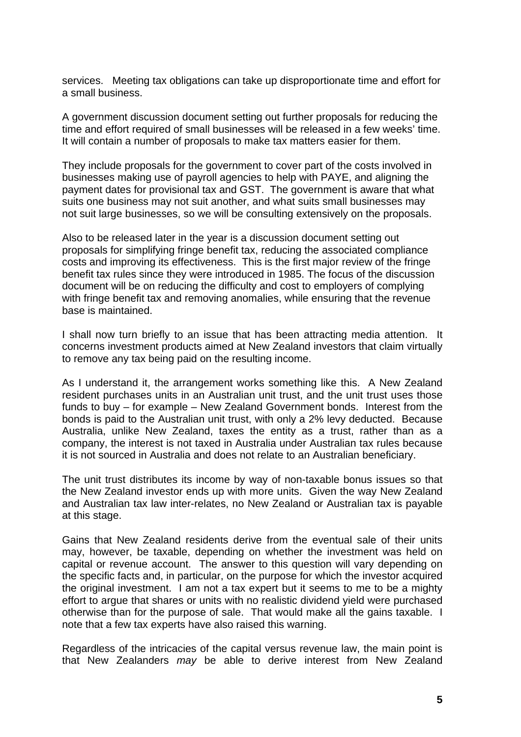services. Meeting tax obligations can take up disproportionate time and effort for a small business.

A government discussion document setting out further proposals for reducing the time and effort required of small businesses will be released in a few weeks' time. It will contain a number of proposals to make tax matters easier for them.

They include proposals for the government to cover part of the costs involved in businesses making use of payroll agencies to help with PAYE, and aligning the payment dates for provisional tax and GST. The government is aware that what suits one business may not suit another, and what suits small businesses may not suit large businesses, so we will be consulting extensively on the proposals.

Also to be released later in the year is a discussion document setting out proposals for simplifying fringe benefit tax, reducing the associated compliance costs and improving its effectiveness. This is the first major review of the fringe benefit tax rules since they were introduced in 1985. The focus of the discussion document will be on reducing the difficulty and cost to employers of complying with fringe benefit tax and removing anomalies, while ensuring that the revenue base is maintained.

I shall now turn briefly to an issue that has been attracting media attention. It concerns investment products aimed at New Zealand investors that claim virtually to remove any tax being paid on the resulting income.

As I understand it, the arrangement works something like this. A New Zealand resident purchases units in an Australian unit trust, and the unit trust uses those funds to buy – for example – New Zealand Government bonds. Interest from the bonds is paid to the Australian unit trust, with only a 2% levy deducted. Because Australia, unlike New Zealand, taxes the entity as a trust, rather than as a company, the interest is not taxed in Australia under Australian tax rules because it is not sourced in Australia and does not relate to an Australian beneficiary.

The unit trust distributes its income by way of non-taxable bonus issues so that the New Zealand investor ends up with more units. Given the way New Zealand and Australian tax law inter-relates, no New Zealand or Australian tax is payable at this stage.

Gains that New Zealand residents derive from the eventual sale of their units may, however, be taxable, depending on whether the investment was held on capital or revenue account. The answer to this question will vary depending on the specific facts and, in particular, on the purpose for which the investor acquired the original investment. I am not a tax expert but it seems to me to be a mighty effort to argue that shares or units with no realistic dividend yield were purchased otherwise than for the purpose of sale. That would make all the gains taxable. I note that a few tax experts have also raised this warning.

Regardless of the intricacies of the capital versus revenue law, the main point is that New Zealanders *may* be able to derive interest from New Zealand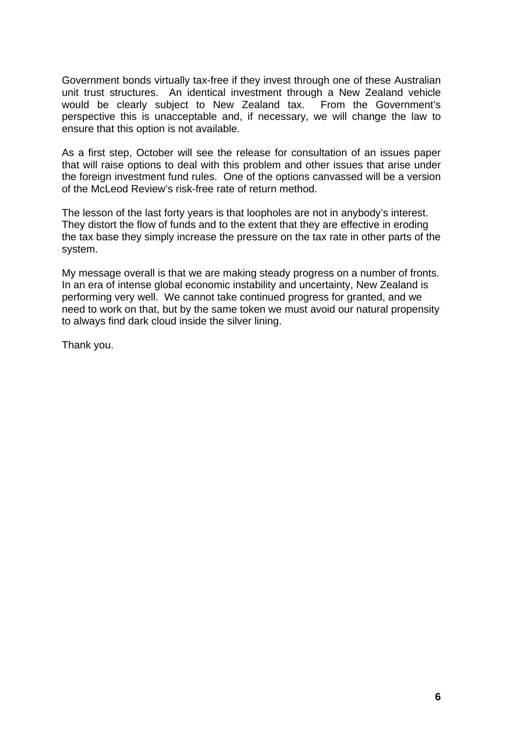Government bonds virtually tax-free if they invest through one of these Australian unit trust structures. An identical investment through a New Zealand vehicle would be clearly subject to New Zealand tax. From the Government's perspective this is unacceptable and, if necessary, we will change the law to ensure that this option is not available.

As a first step, October will see the release for consultation of an issues paper that will raise options to deal with this problem and other issues that arise under the foreign investment fund rules. One of the options canvassed will be a version of the McLeod Review's risk-free rate of return method.

The lesson of the last forty years is that loopholes are not in anybody's interest. They distort the flow of funds and to the extent that they are effective in eroding the tax base they simply increase the pressure on the tax rate in other parts of the system.

My message overall is that we are making steady progress on a number of fronts. In an era of intense global economic instability and uncertainty, New Zealand is performing very well. We cannot take continued progress for granted, and we need to work on that, but by the same token we must avoid our natural propensity to always find dark cloud inside the silver lining.

Thank you.